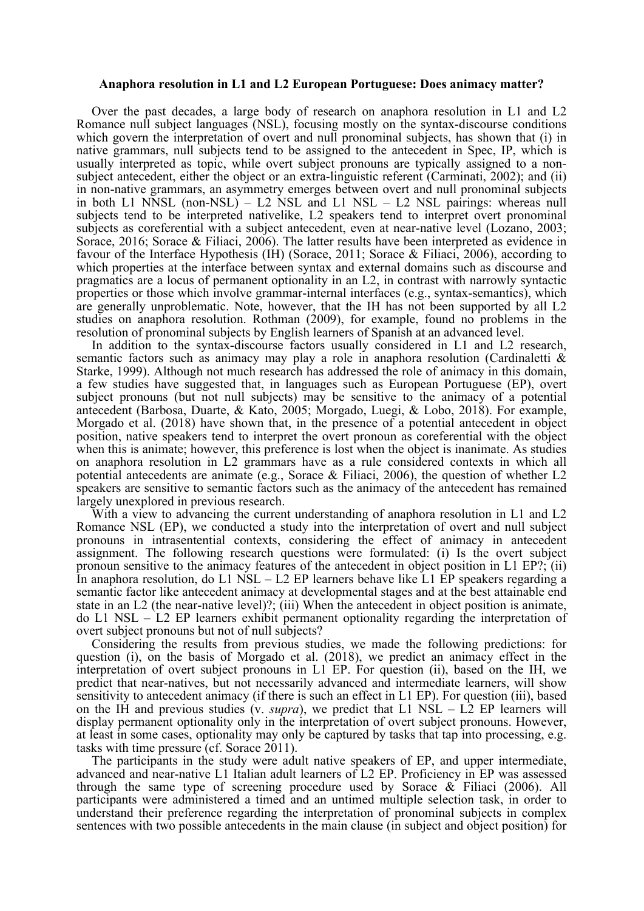**Anaphora resolution in L1 and L2 European Portuguese: Does animacy matter?**

Over the past decades, a large body of research on anaphora resolution in L1 and L2 Romance null subject languages (NSL), focusing mostly on the syntax-discourse conditions which govern the interpretation of overt and null pronominal subjects, has shown that (i) in native grammars, null subjects tend to be assigned to the antecedent in Spec, IP, which is usually interpreted as topic, while overt subject pronouns are typically assigned to a non-subject antecedent, either the object or an extra-linguistic referent (Carminati, 2002); and (ii) in non-native grammars, an asymmetry emerges between overt and null pronominal subjects in both L1 NNSL (non-NSL) – L2 NSL and L1 NSL – L2 NSL pairings: whereas null subjects tend to be interpreted nativelike, L2 speakers tend to interpret overt pronominal subjects as coreferential with a subject antecedent, even at near-native level (Lozano, 2003; Sorace, 2016; Sorace & Filiaci, 2006). The latter results have been interpreted as evidence in favour of the Interface Hypothesis (IH) (Sorace, 2011; Sorace & Filiaci, 2006), according to which properties at the interface between syntax and external domains such as discourse and pragmatics are a locus of permanent optionality in an L2, in contrast with narrowly syntactic properties or those which involve grammar-internal interfaces (e.g., syntax-semantics), which are generally unproblematic. Note, however, that the IH has not been supported by all L2 studies on anaphora resolution. Rothman (2009), for example, found no problems in the resolution of pronominal subjects by English learners of Spanish at an advanced level.

In addition to the syntax-discourse factors usually considered in L1 and L2 research, semantic factors such as animacy may play a role in anaphora resolution (Cardinaletti & Starke, 1999). Although not much research has addressed the role of animacy in this domain, a few studies have suggested that, in languages such as European Portuguese (EP), overt subject pronouns (but not null subjects) may be sensitive to the animacy of a potential antecedent (Barbosa, Duarte, & Kato, 2005; Morgado, Luegi, & Lobo, 2018). For example, Morgado et al. (2018) have shown that, in the presence of a potential antecedent in object position, native speakers tend to interpret the overt pronoun as coreferential with the object when this is animate; however, this preference is lost when the object is inanimate. As studies on anaphora resolution in L2 grammars have as a rule considered contexts in which all potential antecedents are animate (e.g., Sorace & Filiaci, 2006), the question of whether L2 speakers are sensitive to semantic factors such as the animacy of the antecedent has remained largely unexplored in previous research.

With a view to advancing the current understanding of anaphora resolution in L1 and L2 Romance NSL (EP), we conducted a study into the interpretation of overt and null subject pronouns in intrasentential contexts, considering the effect of animacy in antecedent assignment. The following research questions were formulated: (i) Is the overt subject pronoun sensitive to the animacy features of the antecedent in object position in L1 EP?; (ii) In anaphora resolution, do L1 NSL – L2 EP learners behave like L1 EP speakers regarding a semantic factor like antecedent animacy at developmental stages and at the best attainable end state in an L2 (the near-native level)?; (iii) When the antecedent in object position is animate, do L1 NSL – L2 EP learners exhibit permanent optionality regarding the interpretation of overt subject pronouns but not of null subjects?

Considering the results from previous studies, we made the following predictions: for question (i), on the basis of Morgado et al. (2018), we predict an animacy effect in the interpretation of overt subject pronouns in L1 EP. For question (ii), based on the IH, we predict that near-natives, but not necessarily advanced and intermediate learners, will show sensitivity to antecedent animacy (if there is such an effect in L1 EP). For question (iii), based on the IH and previous studies (v. *supra*), we predict that L1 NSL – L2 EP learners will display permanent optionality only in the interpretation of overt subject pronouns. However, at least in some cases, optionality may only be captured by tasks that tap into processing, e.g. tasks with time pressure (cf. Sorace 2011).

The participants in the study were adult native speakers of EP, and upper intermediate, advanced and near-native L1 Italian adult learners of L2 EP. Proficiency in EP was assessed through the same type of screening procedure used by Sorace & Filiaci (2006). All participants were administered a timed and an untimed multiple selection task, in order to understand their preference regarding the interpretation of pronominal subjects in complex sentences with two possible antecedents in the main clause (in subject and object position) for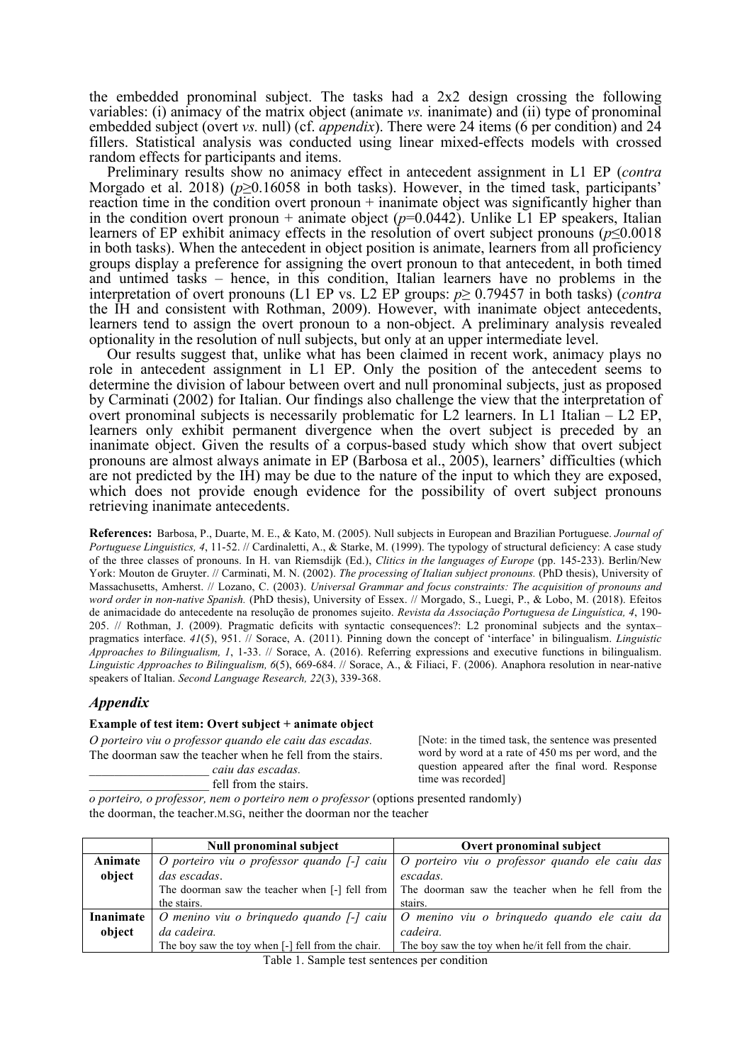the embedded pronominal subject. The tasks had a 2x2 design crossing the following variables: (i) animacy of the matrix object (animate *vs.* inanimate) and (ii) type of pronominal embedded subject (overt *vs.* null) (cf. *appendix*). There were 24 items (6 per condition) and 24 fillers. Statistical analysis was conducted using linear mixed-effects models with crossed random effects for participants and items.

Preliminary results show no animacy effect in antecedent assignment in L1 EP (*contra* Morgado et al. 2018) ($p \geq 0.16058$ in both tasks). However, in the timed task, participants' reaction time in the condition overt pronoun + inanimate object was significantly higher than in the condition overt pronoun + animate object ($p = 0.0442$). Unlike L1 EP speakers, Italian learners of EP exhibit animacy effects in the resolution of overt subject pronouns ($p \leq 0.0018$ in both tasks). When the antecedent in object position is animate, learners from all proficiency groups display a preference for assigning the overt pronoun to that antecedent, in both timed and untimed tasks – hence, in this condition, Italian learners have no problems in the interpretation of overt pronouns (L1 EP vs. L2 EP groups: $p \geq 0.79457$ in both tasks) (*contra* the IH and consistent with Rothman, 2009). However, with inanimate object antecedents, learners tend to assign the overt pronoun to a non-object. A preliminary analysis revealed optionality in the resolution of null subjects, but only at an upper intermediate level.

Our results suggest that, unlike what has been claimed in recent work, animacy plays no role in antecedent assignment in L1 EP. Only the position of the antecedent seems to determine the division of labour between overt and null pronominal subjects, just as proposed by Carminati (2002) for Italian. Our findings also challenge the view that the interpretation of overt pronominal subjects is necessarily problematic for L2 learners. In L1 Italian – L2 EP, learners only exhibit permanent divergence when the overt subject is preceded by an inanimate object. Given the results of a corpus-based study which show that overt subject pronouns are almost always animate in EP (Barbosa et al., 2005), learners' difficulties (which are not predicted by the IH) may be due to the nature of the input to which they are exposed, which does not provide enough evidence for the possibility of overt subject pronouns retrieving inanimate antecedents.

**References:** Barbosa, P., Duarte, M. E., & Kato, M. (2005). Null subjects in European and Brazilian Portuguese. *Journal of Portuguese Linguistics, 4*, 11-52. // Cardinaletti, A., & Starke, M. (1999). The typology of structural deficiency: A case study of the three classes of pronouns. In H. van Riemsdijk (Ed.), *Clitics in the languages of Europe* (pp. 145-233). Berlin/New York: Mouton de Gruyter. // Carminati, M. N. (2002). *The processing of Italian subject pronouns.* (PhD thesis), University of Massachusetts, Amherst. // Lozano, C. (2003). *Universal Grammar and focus constraints: The acquisition of pronouns and word order in non-native Spanish.* (PhD thesis), University of Essex. // Morgado, S., Luegi, P., & Lobo, M. (2018). Efeitos de animacidade do antecedente na resolução de pronomes sujeito. *Revista da Associação Portuguesa de Linguística, 4*, 190-205. // Rothman, J. (2009). Pragmatic deficits with syntactic consequences?: L2 pronominal subjects and the syntax–pragmatics interface. *41*(5), 951. // Sorace, A. (2011). Pinning down the concept of 'interface' in bilingualism. *Linguistic Approaches to Bilingualism, 1*, 1-33. // Sorace, A. (2016). Referring expressions and executive functions in bilingualism. *Linguistic Approaches to Bilingualism, 6*(5), 669-684. // Sorace, A., & Filiaci, F. (2006). Anaphora resolution in near-native speakers of Italian. *Second Language Research, 22*(3), 339-368.

## *Appendix*

**Example of test item: Overt subject + animate object**

*O porteiro viu o professor quando ele caiu das escadas.*
The doorman saw the teacher when he fell from the stairs.
\_\_\_\_\_\_\_\_\_\_\_\_\_\_\_\_\_\_\_ *caiu das escadas.*
\_\_\_\_\_\_\_\_\_\_\_\_\_\_\_\_\_\_\_ fell from the stairs.
*o porteiro, o professor, nem o porteiro nem o professor* (options presented randomly)
the doorman, the teacher.M.SG, neither the doorman nor the teacher

[Note: in the timed task, the sentence was presented word by word at a rate of 450 ms per word, and the question appeared after the final word. Response time was recorded]

| | Null pronominal subject | Overt pronominal subject |
|---|---|---|
| **Animate object** | *O porteiro viu o professor quando [-] caiu das escadas.*<br>The doorman saw the teacher when [-] fell from the stairs. | *O porteiro viu o professor quando ele caiu das escadas.*<br>The doorman saw the teacher when he fell from the stairs. |
| **Inanimate object** | *O menino viu o brinquedo quando [-] caiu da cadeira.*<br>The boy saw the toy when [-] fell from the chair. | *O menino viu o brinquedo quando ele caiu da cadeira.*<br>The boy saw the toy when he/it fell from the chair. |

Table 1. Sample test sentences per condition